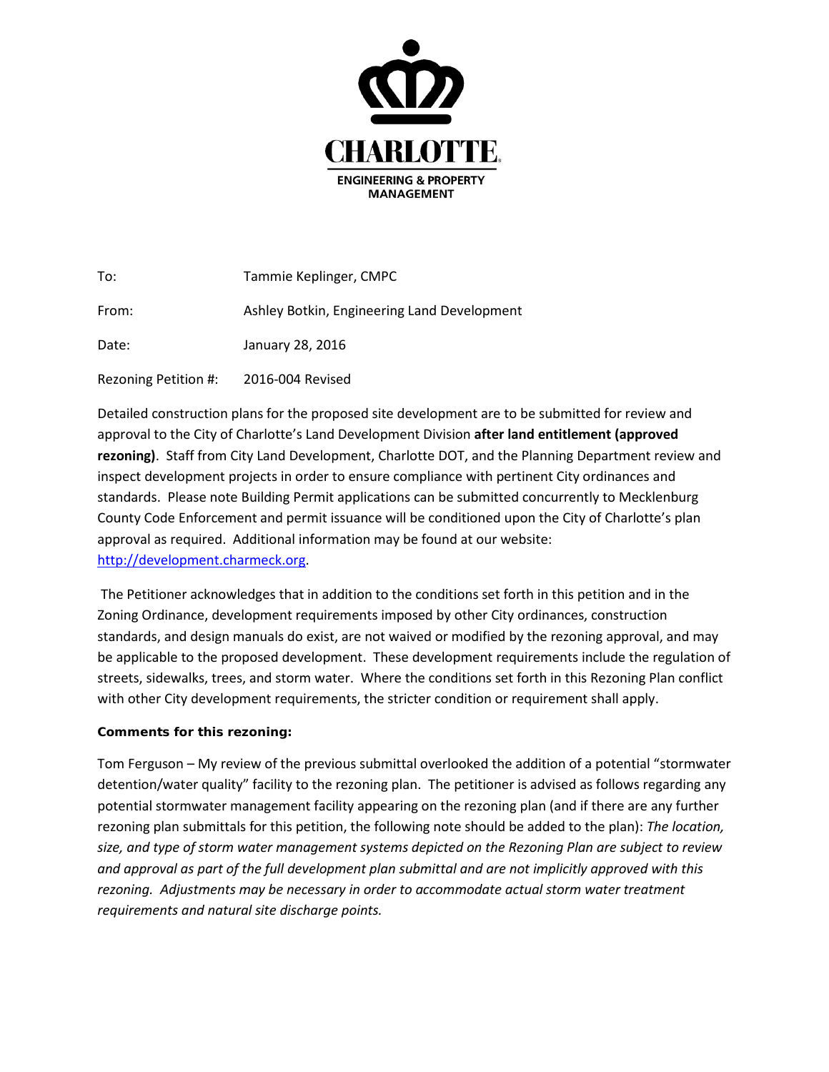CHARLOTTE.

ENGINEERING & PROPERTY MANAGEMENT

To: Tammie Keplinger, CMPC

From: Ashley Botkin, Engineering Land Development

Date: January 28, 2016

Rezoning Petition #: 2016-004 Revised

Detailed construction plans for the proposed site development are to be submitted for review and approval to the City of Charlotte's Land Development Division **after land entitlement (approved rezoning)**. Staff from City Land Development, Charlotte DOT, and the Planning Department review and inspect development projects in order to ensure compliance with pertinent City ordinances and standards. Please note Building Permit applications can be submitted concurrently to Mecklenburg County Code Enforcement and permit issuance will be conditioned upon the City of Charlotte's plan approval as required. Additional information may be found at our website: [http://development.charmeck.org](http://development.charmeck.org).

The Petitioner acknowledges that in addition to the conditions set forth in this petition and in the Zoning Ordinance, development requirements imposed by other City ordinances, construction standards, and design manuals do exist, are not waived or modified by the rezoning approval, and may be applicable to the proposed development. These development requirements include the regulation of streets, sidewalks, trees, and storm water. Where the conditions set forth in this Rezoning Plan conflict with other City development requirements, the stricter condition or requirement shall apply.

**Comments for this rezoning:**

Tom Ferguson – My review of the previous submittal overlooked the addition of a potential "stormwater detention/water quality" facility to the rezoning plan. The petitioner is advised as follows regarding any potential stormwater management facility appearing on the rezoning plan (and if there are any further rezoning plan submittals for this petition, the following note should be added to the plan): *The location, size, and type of storm water management systems depicted on the Rezoning Plan are subject to review and approval as part of the full development plan submittal and are not implicitly approved with this rezoning. Adjustments may be necessary in order to accommodate actual storm water treatment requirements and natural site discharge points.*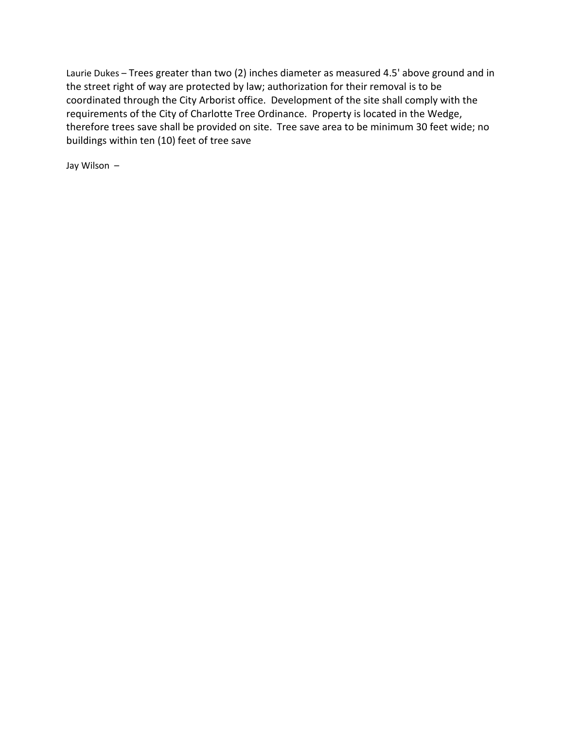Laurie Dukes – Trees greater than two (2) inches diameter as measured 4.5' above ground and in the street right of way are protected by law; authorization for their removal is to be coordinated through the City Arborist office. Development of the site shall comply with the requirements of the City of Charlotte Tree Ordinance. Property is located in the Wedge, therefore trees save shall be provided on site. Tree save area to be minimum 30 feet wide; no buildings within ten (10) feet of tree save

Jay Wilson –